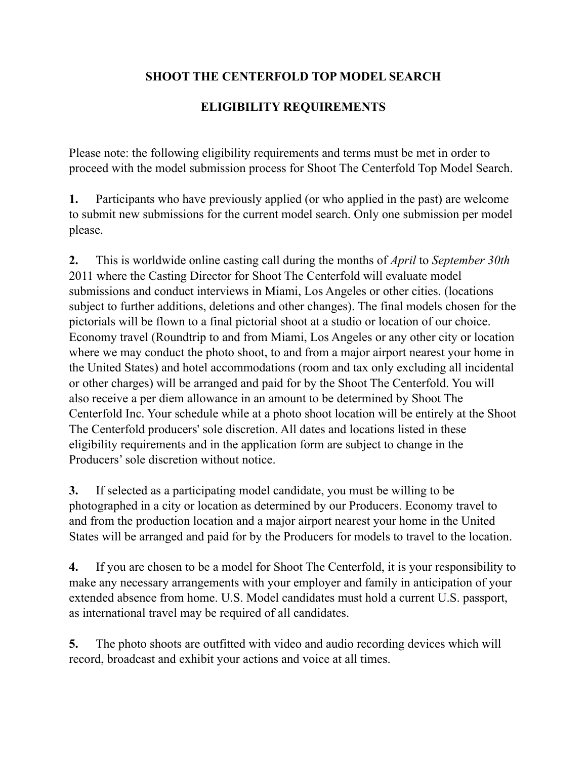**SHOOT THE CENTERFOLD TOP MODEL SEARCH**

**ELIGIBILITY REQUIREMENTS**

Please note: the following eligibility requirements and terms must be met in order to proceed with the model submission process for Shoot The Centerfold Top Model Search.

**1.** Participants who have previously applied (or who applied in the past) are welcome to submit new submissions for the current model search. Only one submission per model please.

**2.** This is worldwide online casting call during the months of *April* to *September 30th* 2011 where the Casting Director for Shoot The Centerfold will evaluate model submissions and conduct interviews in Miami, Los Angeles or other cities. (locations subject to further additions, deletions and other changes). The final models chosen for the pictorials will be flown to a final pictorial shoot at a studio or location of our choice. Economy travel (Roundtrip to and from Miami, Los Angeles or any other city or location where we may conduct the photo shoot, to and from a major airport nearest your home in the United States) and hotel accommodations (room and tax only excluding all incidental or other charges) will be arranged and paid for by the Shoot The Centerfold. You will also receive a per diem allowance in an amount to be determined by Shoot The Centerfold Inc. Your schedule while at a photo shoot location will be entirely at the Shoot The Centerfold producers' sole discretion. All dates and locations listed in these eligibility requirements and in the application form are subject to change in the Producers' sole discretion without notice.

**3.** If selected as a participating model candidate, you must be willing to be photographed in a city or location as determined by our Producers. Economy travel to and from the production location and a major airport nearest your home in the United States will be arranged and paid for by the Producers for models to travel to the location.

**4.** If you are chosen to be a model for Shoot The Centerfold, it is your responsibility to make any necessary arrangements with your employer and family in anticipation of your extended absence from home. U.S. Model candidates must hold a current U.S. passport, as international travel may be required of all candidates.

**5.** The photo shoots are outfitted with video and audio recording devices which will record, broadcast and exhibit your actions and voice at all times.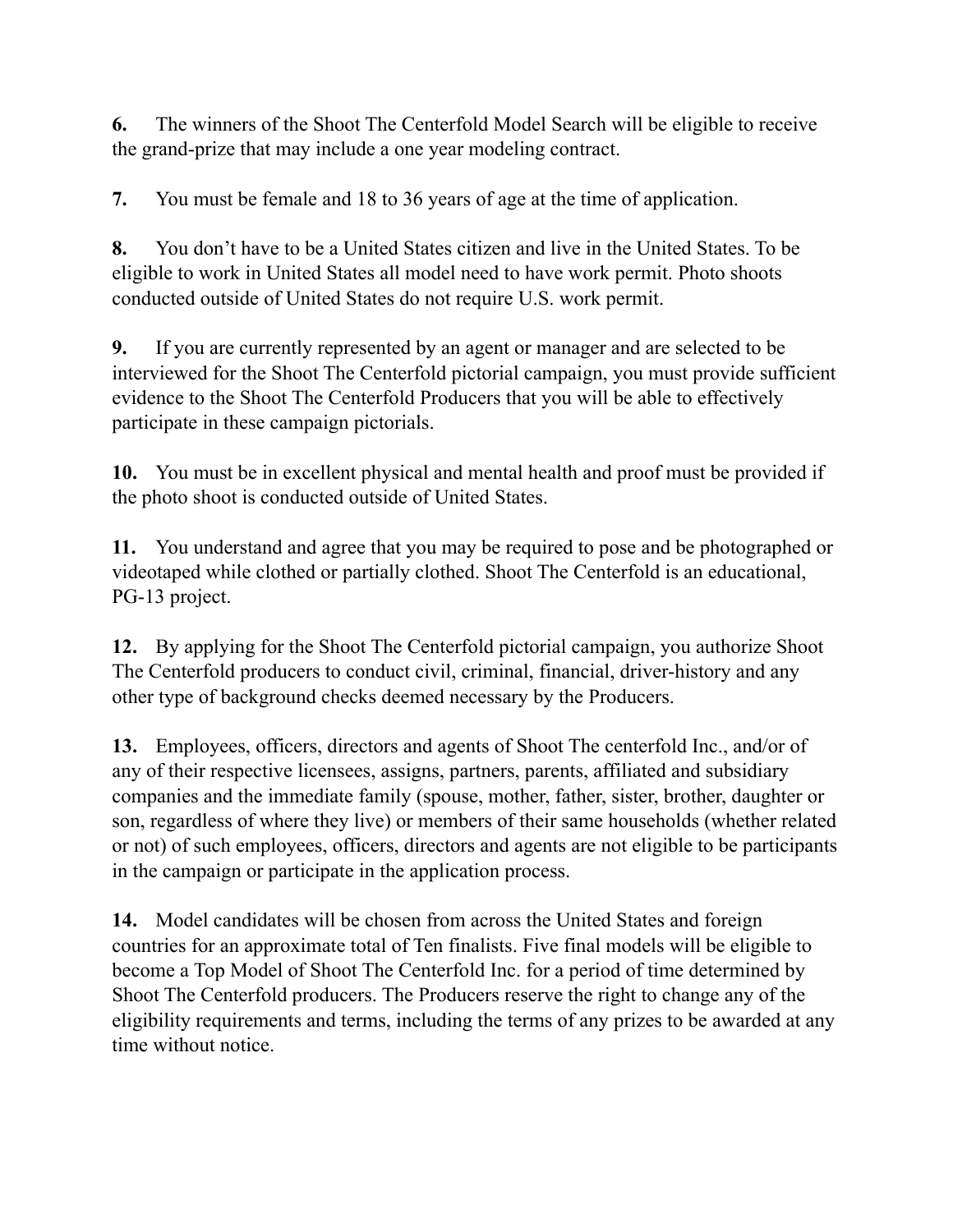**6.** The winners of the Shoot The Centerfold Model Search will be eligible to receive the grand-prize that may include a one year modeling contract.

**7.** You must be female and 18 to 36 years of age at the time of application.

**8.** You don't have to be a United States citizen and live in the United States. To be eligible to work in United States all model need to have work permit. Photo shoots conducted outside of United States do not require U.S. work permit.

**9.** If you are currently represented by an agent or manager and are selected to be interviewed for the Shoot The Centerfold pictorial campaign, you must provide sufficient evidence to the Shoot The Centerfold Producers that you will be able to effectively participate in these campaign pictorials.

**10.** You must be in excellent physical and mental health and proof must be provided if the photo shoot is conducted outside of United States.

**11.** You understand and agree that you may be required to pose and be photographed or videotaped while clothed or partially clothed. Shoot The Centerfold is an educational, PG-13 project.

**12.** By applying for the Shoot The Centerfold pictorial campaign, you authorize Shoot The Centerfold producers to conduct civil, criminal, financial, driver-history and any other type of background checks deemed necessary by the Producers.

**13.** Employees, officers, directors and agents of Shoot The centerfold Inc., and/or of any of their respective licensees, assigns, partners, parents, affiliated and subsidiary companies and the immediate family (spouse, mother, father, sister, brother, daughter or son, regardless of where they live) or members of their same households (whether related or not) of such employees, officers, directors and agents are not eligible to be participants in the campaign or participate in the application process.

**14.** Model candidates will be chosen from across the United States and foreign countries for an approximate total of Ten finalists. Five final models will be eligible to become a Top Model of Shoot The Centerfold Inc. for a period of time determined by Shoot The Centerfold producers. The Producers reserve the right to change any of the eligibility requirements and terms, including the terms of any prizes to be awarded at any time without notice.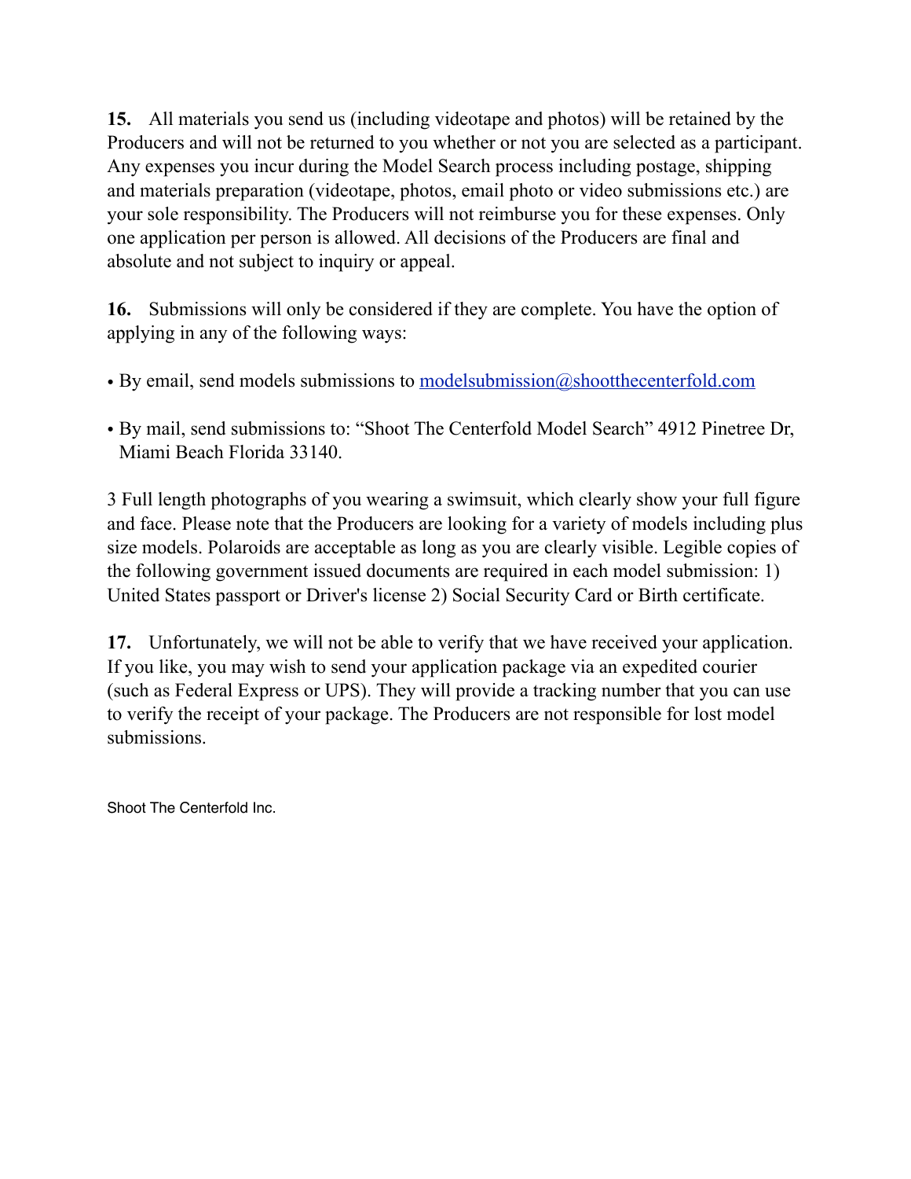**15.** All materials you send us (including videotape and photos) will be retained by the Producers and will not be returned to you whether or not you are selected as a participant. Any expenses you incur during the Model Search process including postage, shipping and materials preparation (videotape, photos, email photo or video submissions etc.) are your sole responsibility. The Producers will not reimburse you for these expenses. Only one application per person is allowed. All decisions of the Producers are final and absolute and not subject to inquiry or appeal.

**16.** Submissions will only be considered if they are complete. You have the option of applying in any of the following ways:

- By email, send models submissions to [modelsubmission@shootthecenterfold.com](mailto:modelsubmission@shootthecenterfold.com)

- By mail, send submissions to: "Shoot The Centerfold Model Search" 4912 Pinetree Dr, Miami Beach Florida 33140.

3 Full length photographs of you wearing a swimsuit, which clearly show your full figure and face. Please note that the Producers are looking for a variety of models including plus size models. Polaroids are acceptable as long as you are clearly visible. Legible copies of the following government issued documents are required in each model submission: 1) United States passport or Driver's license 2) Social Security Card or Birth certificate.

**17.** Unfortunately, we will not be able to verify that we have received your application. If you like, you may wish to send your application package via an expedited courier (such as Federal Express or UPS). They will provide a tracking number that you can use to verify the receipt of your package. The Producers are not responsible for lost model submissions.

Shoot The Centerfold Inc.